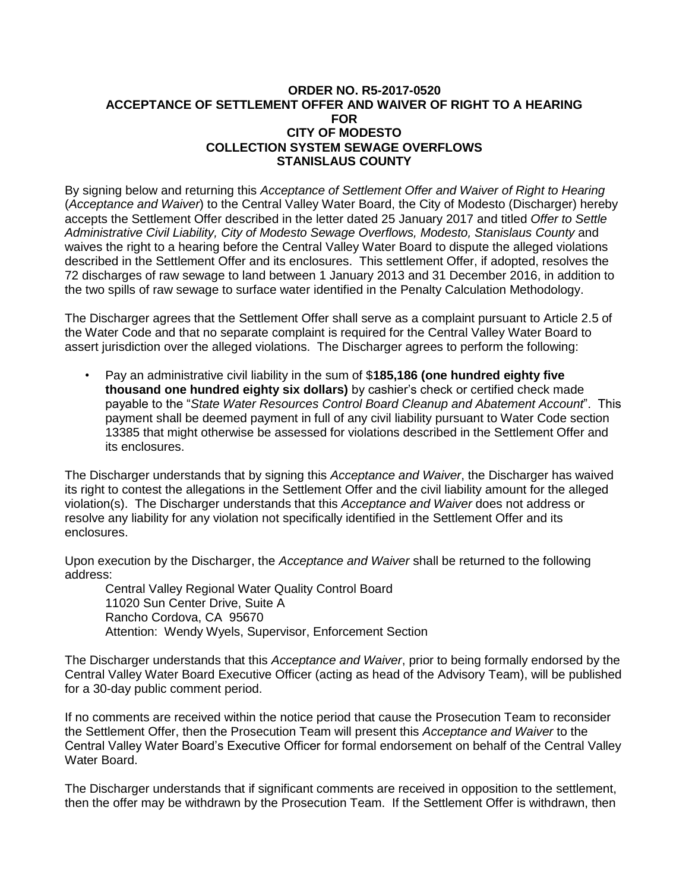**ORDER NO. R5-2017-0520**
**ACCEPTANCE OF SETTLEMENT OFFER AND WAIVER OF RIGHT TO A HEARING**
**FOR**
**CITY OF MODESTO**
**COLLECTION SYSTEM SEWAGE OVERFLOWS**
**STANISLAUS COUNTY**

By signing below and returning this *Acceptance of Settlement Offer and Waiver of Right to Hearing* (*Acceptance and Waiver*) to the Central Valley Water Board, the City of Modesto (Discharger) hereby accepts the Settlement Offer described in the letter dated 25 January 2017 and titled *Offer to Settle Administrative Civil Liability, City of Modesto Sewage Overflows, Modesto, Stanislaus County* and waives the right to a hearing before the Central Valley Water Board to dispute the alleged violations described in the Settlement Offer and its enclosures. This settlement Offer, if adopted, resolves the 72 discharges of raw sewage to land between 1 January 2013 and 31 December 2016, in addition to the two spills of raw sewage to surface water identified in the Penalty Calculation Methodology.

The Discharger agrees that the Settlement Offer shall serve as a complaint pursuant to Article 2.5 of the Water Code and that no separate complaint is required for the Central Valley Water Board to assert jurisdiction over the alleged violations. The Discharger agrees to perform the following:

- Pay an administrative civil liability in the sum of $**185,186 (one hundred eighty five thousand one hundred eighty six dollars)** by cashier's check or certified check made payable to the "*State Water Resources Control Board Cleanup and Abatement Account*". This payment shall be deemed payment in full of any civil liability pursuant to Water Code section 13385 that might otherwise be assessed for violations described in the Settlement Offer and its enclosures.

The Discharger understands that by signing this *Acceptance and Waiver*, the Discharger has waived its right to contest the allegations in the Settlement Offer and the civil liability amount for the alleged violation(s). The Discharger understands that this *Acceptance and Waiver* does not address or resolve any liability for any violation not specifically identified in the Settlement Offer and its enclosures.

Upon execution by the Discharger, the *Acceptance and Waiver* shall be returned to the following address:

Central Valley Regional Water Quality Control Board
11020 Sun Center Drive, Suite A
Rancho Cordova, CA 95670
Attention: Wendy Wyels, Supervisor, Enforcement Section

The Discharger understands that this *Acceptance and Waiver*, prior to being formally endorsed by the Central Valley Water Board Executive Officer (acting as head of the Advisory Team), will be published for a 30-day public comment period.

If no comments are received within the notice period that cause the Prosecution Team to reconsider the Settlement Offer, then the Prosecution Team will present this *Acceptance and Waiver* to the Central Valley Water Board's Executive Officer for formal endorsement on behalf of the Central Valley Water Board.

The Discharger understands that if significant comments are received in opposition to the settlement, then the offer may be withdrawn by the Prosecution Team. If the Settlement Offer is withdrawn, then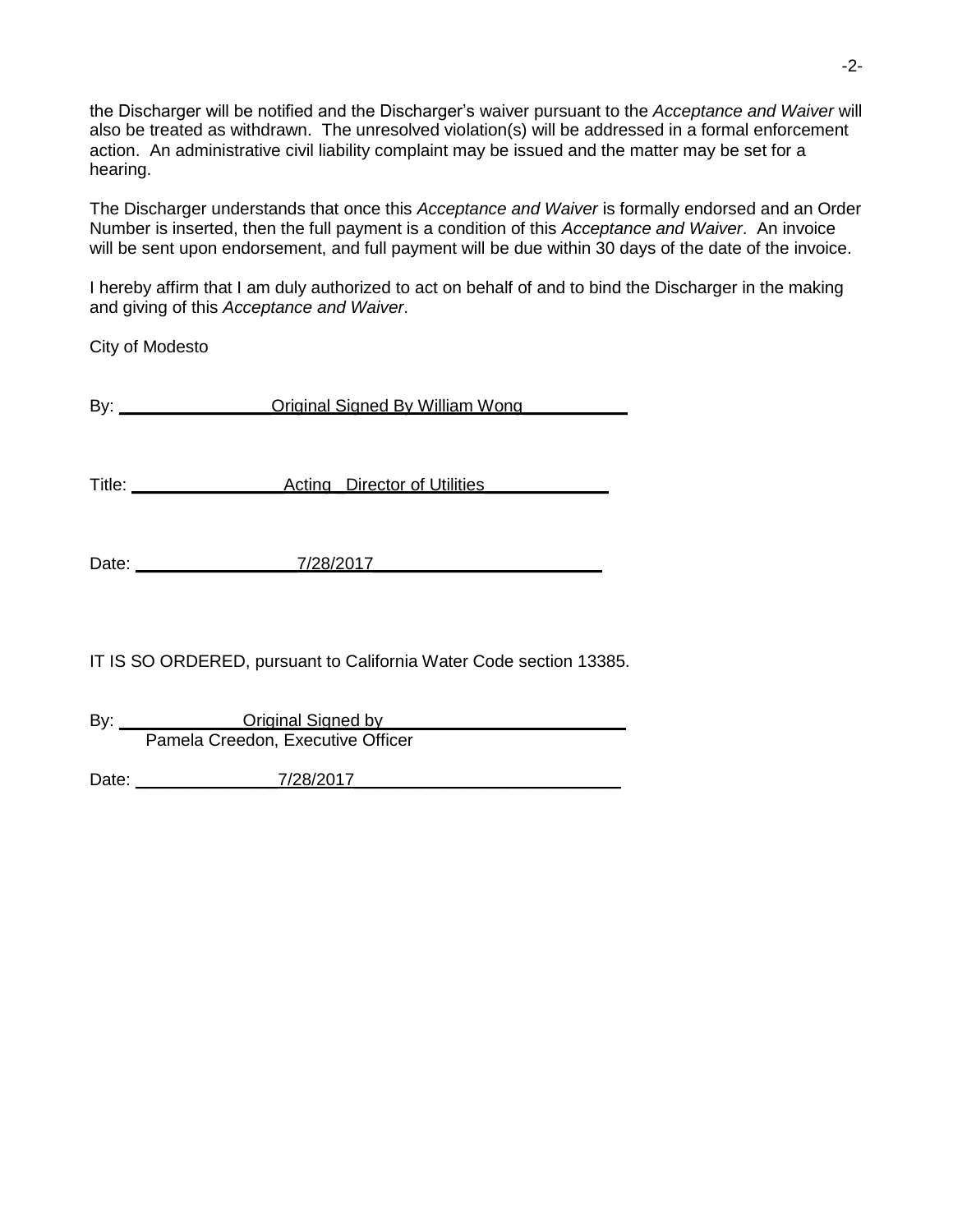the Discharger will be notified and the Discharger's waiver pursuant to the *Acceptance and Waiver* will also be treated as withdrawn. The unresolved violation(s) will be addressed in a formal enforcement action. An administrative civil liability complaint may be issued and the matter may be set for a hearing.

The Discharger understands that once this *Acceptance and Waiver* is formally endorsed and an Order Number is inserted, then the full payment is a condition of this *Acceptance and Waiver*. An invoice will be sent upon endorsement, and full payment will be due within 30 days of the date of the invoice.

I hereby affirm that I am duly authorized to act on behalf of and to bind the Discharger in the making and giving of this *Acceptance and Waiver*.

City of Modesto

By: Original Signed By William Wong

Title: Acting Director of Utilities

Date: 7/28/2017

IT IS SO ORDERED, pursuant to California Water Code section 13385.

By: Original Signed by
Pamela Creedon, Executive Officer

Date: 7/28/2017